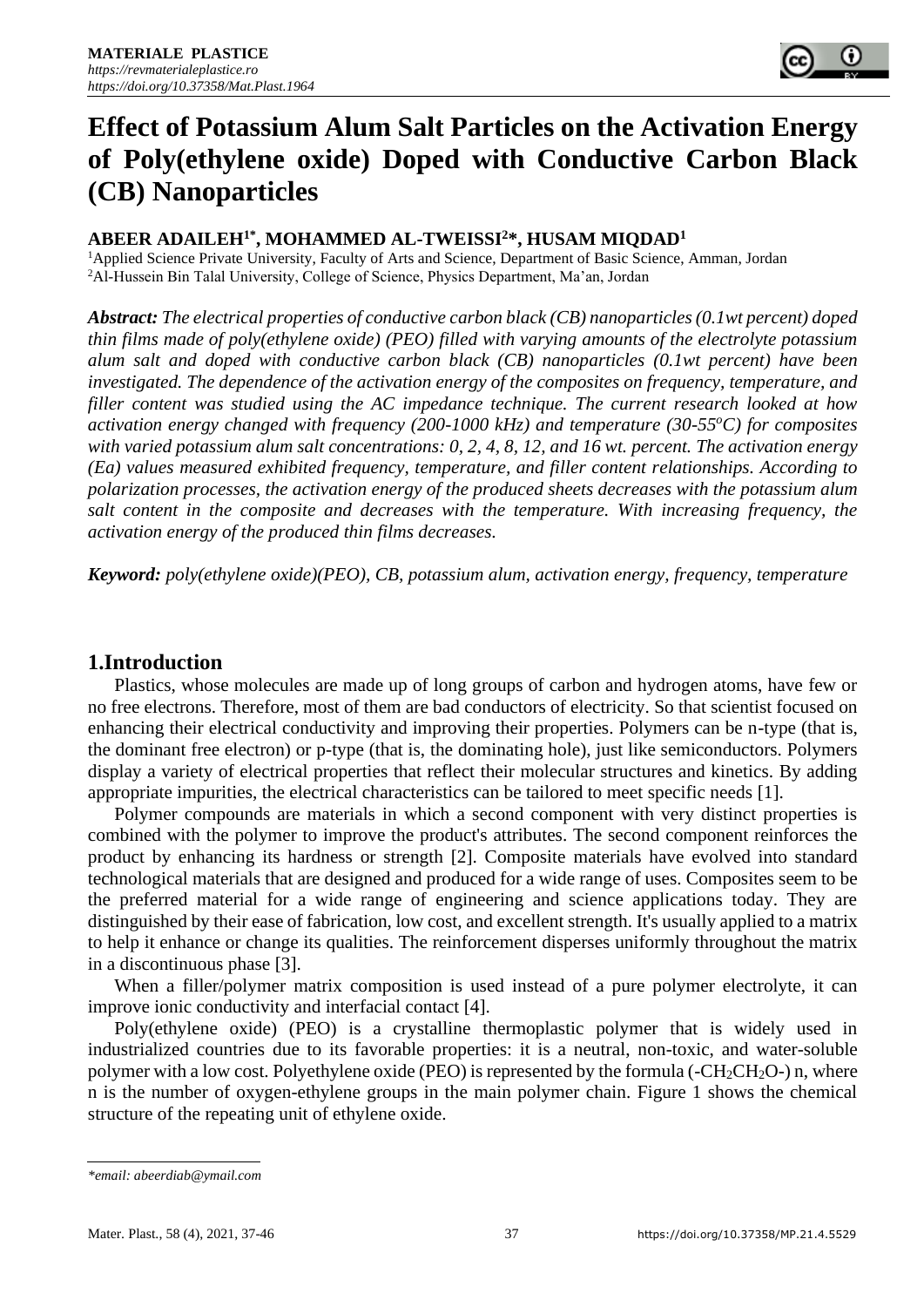# Effect of Potassium Alum Salt Particles on the Activation Energy of Poly(ethylene oxide) Doped with Conductive Carbon Black (CB) Nanoparticles

**ABEER ADAILEH[1*], MOHAMMED AL-TWEISSI[2*], HUSAM MIQDAD[1]**

[1]Applied Science Private University, Faculty of Arts and Science, Department of Basic Science, Amman, Jordan
[2]Al-Hussein Bin Talal University, College of Science, Physics Department, Ma'an, Jordan

***Abstract:*** *The electrical properties of conductive carbon black (CB) nanoparticles (0.1wt percent) doped thin films made of poly(ethylene oxide) (PEO) filled with varying amounts of the electrolyte potassium alum salt and doped with conductive carbon black (CB) nanoparticles (0.1wt percent) have been investigated. The dependence of the activation energy of the composites on frequency, temperature, and filler content was studied using the AC impedance technique. The current research looked at how activation energy changed with frequency (200-1000 kHz) and temperature (30-55°C) for composites with varied potassium alum salt concentrations: 0, 2, 4, 8, 12, and 16 wt. percent. The activation energy (Ea) values measured exhibited frequency, temperature, and filler content relationships. According to polarization processes, the activation energy of the produced sheets decreases with the potassium alum salt content in the composite and decreases with the temperature. With increasing frequency, the activation energy of the produced thin films decreases.*

***Keyword:*** *poly(ethylene oxide)(PEO), CB, potassium alum, activation energy, frequency, temperature*

## 1.Introduction

Plastics, whose molecules are made up of long groups of carbon and hydrogen atoms, have few or no free electrons. Therefore, most of them are bad conductors of electricity. So that scientist focused on enhancing their electrical conductivity and improving their properties. Polymers can be n-type (that is, the dominant free electron) or p-type (that is, the dominating hole), just like semiconductors. Polymers display a variety of electrical properties that reflect their molecular structures and kinetics. By adding appropriate impurities, the electrical characteristics can be tailored to meet specific needs [1].

Polymer compounds are materials in which a second component with very distinct properties is combined with the polymer to improve the product's attributes. The second component reinforces the product by enhancing its hardness or strength [2]. Composite materials have evolved into standard technological materials that are designed and produced for a wide range of uses. Composites seem to be the preferred material for a wide range of engineering and science applications today. They are distinguished by their ease of fabrication, low cost, and excellent strength. It's usually applied to a matrix to help it enhance or change its qualities. The reinforcement disperses uniformly throughout the matrix in a discontinuous phase [3].

When a filler/polymer matrix composition is used instead of a pure polymer electrolyte, it can improve ionic conductivity and interfacial contact [4].

Poly(ethylene oxide) (PEO) is a crystalline thermoplastic polymer that is widely used in industrialized countries due to its favorable properties: it is a neutral, non-toxic, and water-soluble polymer with a low cost. Polyethylene oxide (PEO) is represented by the formula $(-CH_2CH_2O-)_n$, where n is the number of oxygen-ethylene groups in the main polymer chain. Figure 1 shows the chemical structure of the repeating unit of ethylene oxide.

*email: abeerdiab@ymail.com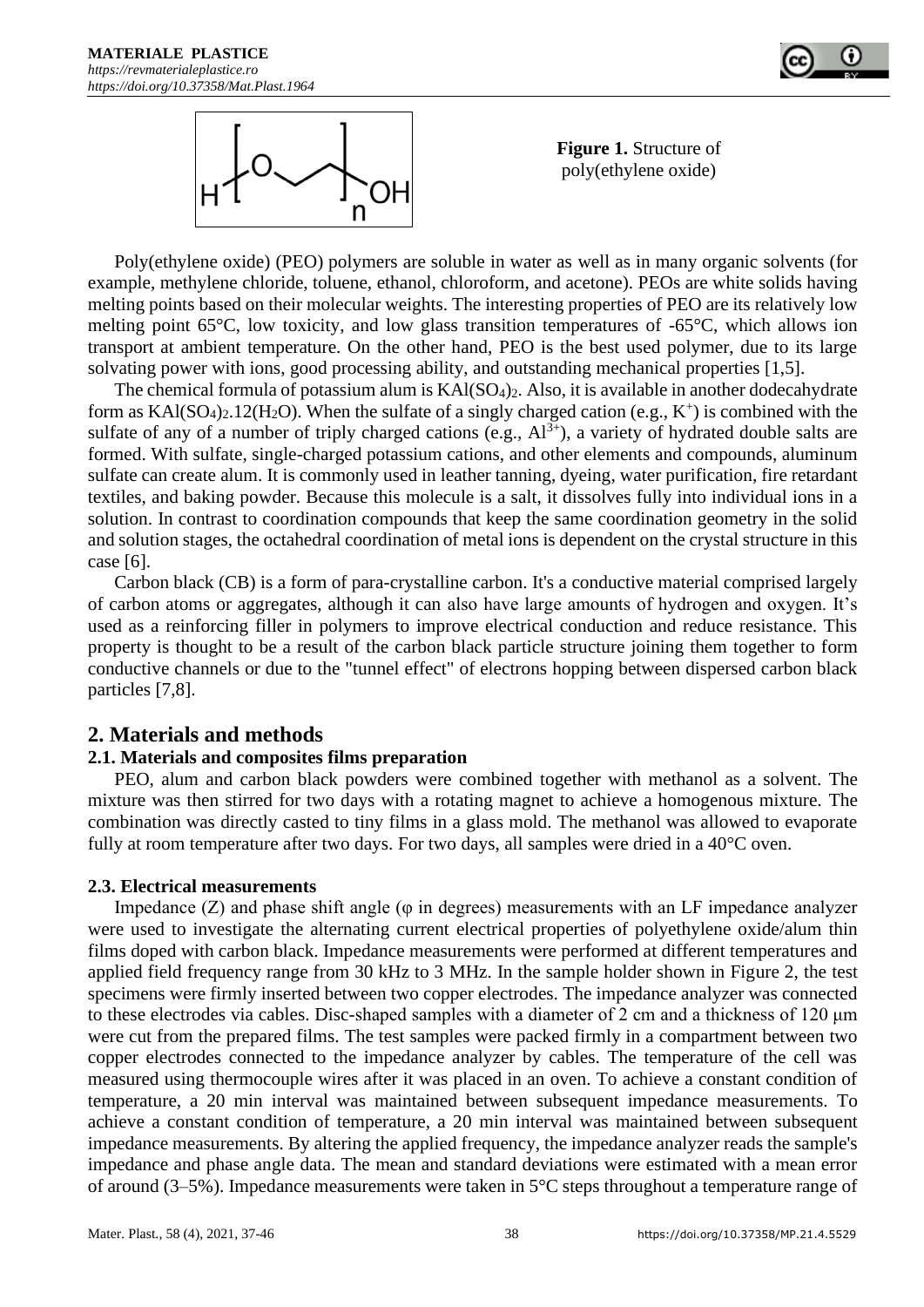**Figure 1.** Structure of poly(ethylene oxide)

Poly(ethylene oxide) (PEO) polymers are soluble in water as well as in many organic solvents (for example, methylene chloride, toluene, ethanol, chloroform, and acetone). PEOs are white solids having melting points based on their molecular weights. The interesting properties of PEO are its relatively low melting point 65°C, low toxicity, and low glass transition temperatures of -65°C, which allows ion transport at ambient temperature. On the other hand, PEO is the best used polymer, due to its large solvating power with ions, good processing ability, and outstanding mechanical properties [1,5].

The chemical formula of potassium alum is $KAl(SO_4)_2$. Also, it is available in another dodecahydrate form as $KAl(SO_4)_2.12(H_2O)$. When the sulfate of a singly charged cation (e.g., $K^+$) is combined with the sulfate of any of a number of triply charged cations (e.g., $Al^{3+}$), a variety of hydrated double salts are formed. With sulfate, single-charged potassium cations, and other elements and compounds, aluminum sulfate can create alum. It is commonly used in leather tanning, dyeing, water purification, fire retardant textiles, and baking powder. Because this molecule is a salt, it dissolves fully into individual ions in a solution. In contrast to coordination compounds that keep the same coordination geometry in the solid and solution stages, the octahedral coordination of metal ions is dependent on the crystal structure in this case [6].

Carbon black (CB) is a form of para-crystalline carbon. It's a conductive material comprised largely of carbon atoms or aggregates, although it can also have large amounts of hydrogen and oxygen. It's used as a reinforcing filler in polymers to improve electrical conduction and reduce resistance. This property is thought to be a result of the carbon black particle structure joining them together to form conductive channels or due to the "tunnel effect" of electrons hopping between dispersed carbon black particles [7,8].

## 2. Materials and methods

### 2.1. Materials and composites films preparation

PEO, alum and carbon black powders were combined together with methanol as a solvent. The mixture was then stirred for two days with a rotating magnet to achieve a homogenous mixture. The combination was directly casted to tiny films in a glass mold. The methanol was allowed to evaporate fully at room temperature after two days. For two days, all samples were dried in a 40°C oven.

### 2.3. Electrical measurements

Impedance (Z) and phase shift angle (φ in degrees) measurements with an LF impedance analyzer were used to investigate the alternating current electrical properties of polyethylene oxide/alum thin films doped with carbon black. Impedance measurements were performed at different temperatures and applied field frequency range from 30 kHz to 3 MHz. In the sample holder shown in Figure 2, the test specimens were firmly inserted between two copper electrodes. The impedance analyzer was connected to these electrodes via cables. Disc-shaped samples with a diameter of 2 cm and a thickness of 120 μm were cut from the prepared films. The test samples were packed firmly in a compartment between two copper electrodes connected to the impedance analyzer by cables. The temperature of the cell was measured using thermocouple wires after it was placed in an oven. To achieve a constant condition of temperature, a 20 min interval was maintained between subsequent impedance measurements. To achieve a constant condition of temperature, a 20 min interval was maintained between subsequent impedance measurements. By altering the applied frequency, the impedance analyzer reads the sample's impedance and phase angle data. The mean and standard deviations were estimated with a mean error of around (3–5%). Impedance measurements were taken in 5°C steps throughout a temperature range of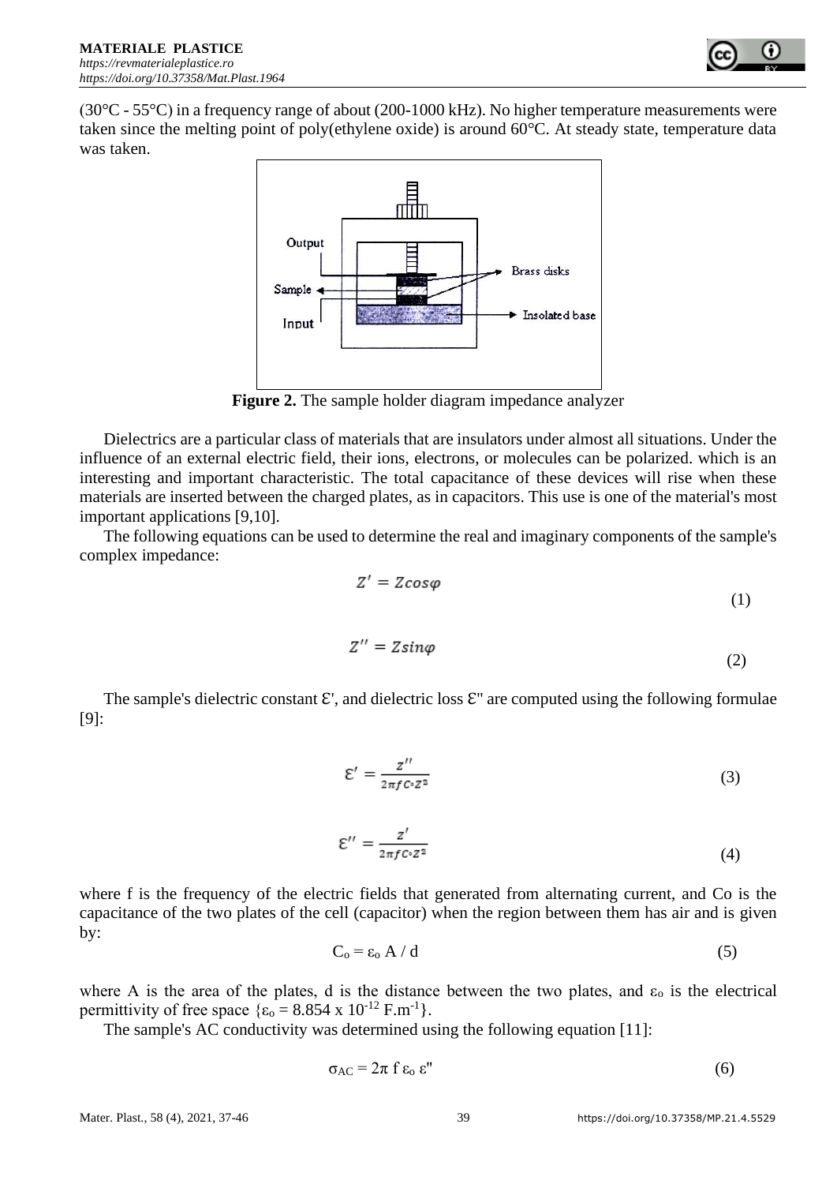(30°C - 55°C) in a frequency range of about (200-1000 kHz). No higher temperature measurements were taken since the melting point of poly(ethylene oxide) is around 60°C. At steady state, temperature data was taken.

**Figure 2.** The sample holder diagram impedance analyzer

Dielectrics are a particular class of materials that are insulators under almost all situations. Under the influence of an external electric field, their ions, electrons, or molecules can be polarized. which is an interesting and important characteristic. The total capacitance of these devices will rise when these materials are inserted between the charged plates, as in capacitors. This use is one of the material's most important applications [9,10].

The following equations can be used to determine the real and imaginary components of the sample's complex impedance:

$$Z' = Z\cos\varphi \tag{1}$$

$$Z'' = Z\sin\varphi \tag{2}$$

The sample's dielectric constant Ɛ', and dielectric loss Ɛ" are computed using the following formulae [9]:

$$\varepsilon' = \frac{Z''}{2\pi f C_o Z^2} \tag{3}$$

$$\varepsilon'' = \frac{Z'}{2\pi f C_o Z^2} \tag{4}$$

where f is the frequency of the electric fields that generated from alternating current, and Co is the capacitance of the two plates of the cell (capacitor) when the region between them has air and is given by:

$$C_o = \varepsilon_o A / d \tag{5}$$

where A is the area of the plates, d is the distance between the two plates, and $\varepsilon_o$ is the electrical permittivity of free space $\{\varepsilon_o = 8.854 \times 10^{-12}\ F.m^{-1}\}$.

The sample's AC conductivity was determined using the following equation [11]:

$$\sigma_{AC} = 2\pi f \varepsilon_o \varepsilon'' \tag{6}$$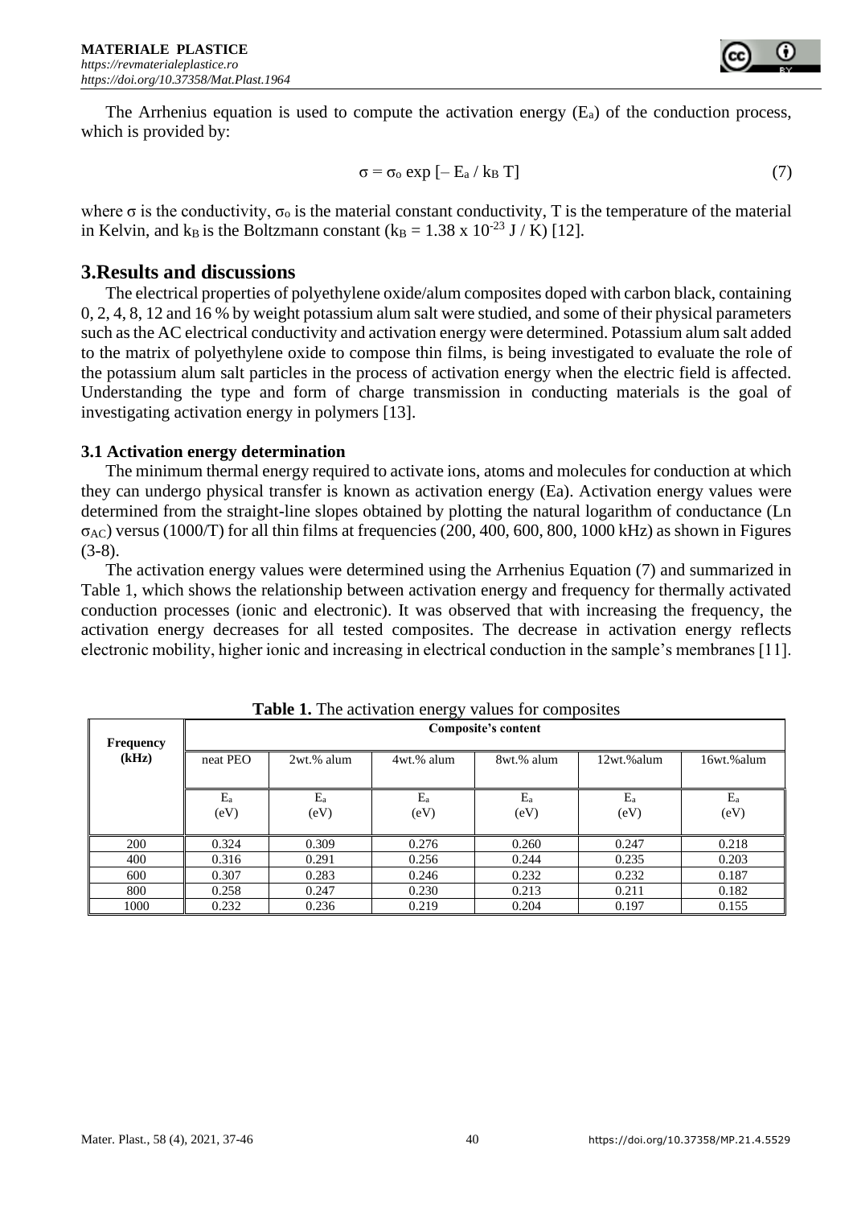The Arrhenius equation is used to compute the activation energy ($E_a$) of the conduction process, which is provided by:

$$\sigma = \sigma_o \exp [- E_a / k_B T] \tag{7}$$

where σ is the conductivity, $\sigma_o$ is the material constant conductivity, T is the temperature of the material in Kelvin, and $k_B$ is the Boltzmann constant ($k_B = 1.38 \times 10^{-23}$ J / K) [12].

## 3.Results and discussions

The electrical properties of polyethylene oxide/alum composites doped with carbon black, containing 0, 2, 4, 8, 12 and 16 % by weight potassium alum salt were studied, and some of their physical parameters such as the AC electrical conductivity and activation energy were determined. Potassium alum salt added to the matrix of polyethylene oxide to compose thin films, is being investigated to evaluate the role of the potassium alum salt particles in the process of activation energy when the electric field is affected. Understanding the type and form of charge transmission in conducting materials is the goal of investigating activation energy in polymers [13].

### 3.1 Activation energy determination

The minimum thermal energy required to activate ions, atoms and molecules for conduction at which they can undergo physical transfer is known as activation energy (Ea). Activation energy values were determined from the straight-line slopes obtained by plotting the natural logarithm of conductance (Ln $\sigma_{AC}$) versus (1000/T) for all thin films at frequencies (200, 400, 600, 800, 1000 kHz) as shown in Figures (3-8).

The activation energy values were determined using the Arrhenius Equation (7) and summarized in Table 1, which shows the relationship between activation energy and frequency for thermally activated conduction processes (ionic and electronic). It was observed that with increasing the frequency, the activation energy decreases for all tested composites. The decrease in activation energy reflects electronic mobility, higher ionic and increasing in electrical conduction in the sample's membranes [11].

**Table 1.** The activation energy values for composites

| Frequency (kHz) | Composite's content | | | | | |
|---|---|---|---|---|---|---|
| | neat PEO | 2wt.% alum | 4wt.% alum | 8wt.% alum | 12wt.%alum | 16wt.%alum |
| | $E_a$ (eV) | $E_a$ (eV) | $E_a$ (eV) | $E_a$ (eV) | $E_a$ (eV) | $E_a$ (eV) |
| 200 | 0.324 | 0.309 | 0.276 | 0.260 | 0.247 | 0.218 |
| 400 | 0.316 | 0.291 | 0.256 | 0.244 | 0.235 | 0.203 |
| 600 | 0.307 | 0.283 | 0.246 | 0.232 | 0.232 | 0.187 |
| 800 | 0.258 | 0.247 | 0.230 | 0.213 | 0.211 | 0.182 |
| 1000 | 0.232 | 0.236 | 0.219 | 0.204 | 0.197 | 0.155 |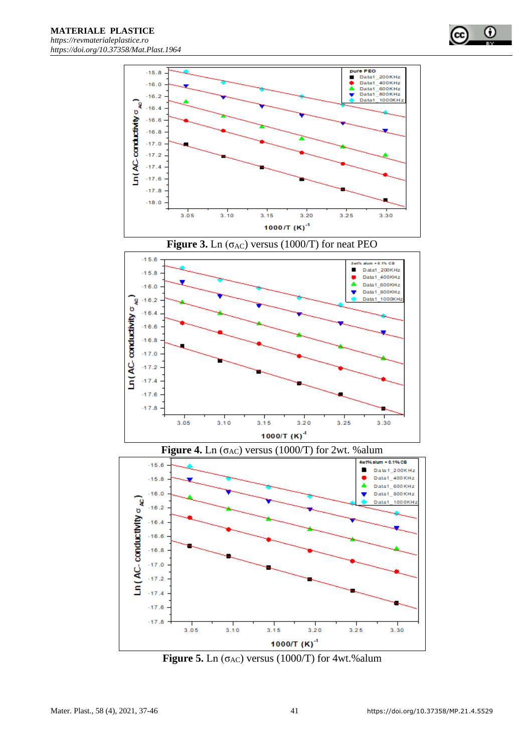Figure 3. Ln ($\sigma_{AC}$) versus (1000/T) for neat PEO

Figure 4. Ln ($\sigma_{AC}$) versus (1000/T) for 2wt. %alum

Figure 5. Ln ($\sigma_{AC}$) versus (1000/T) for 4wt.%alum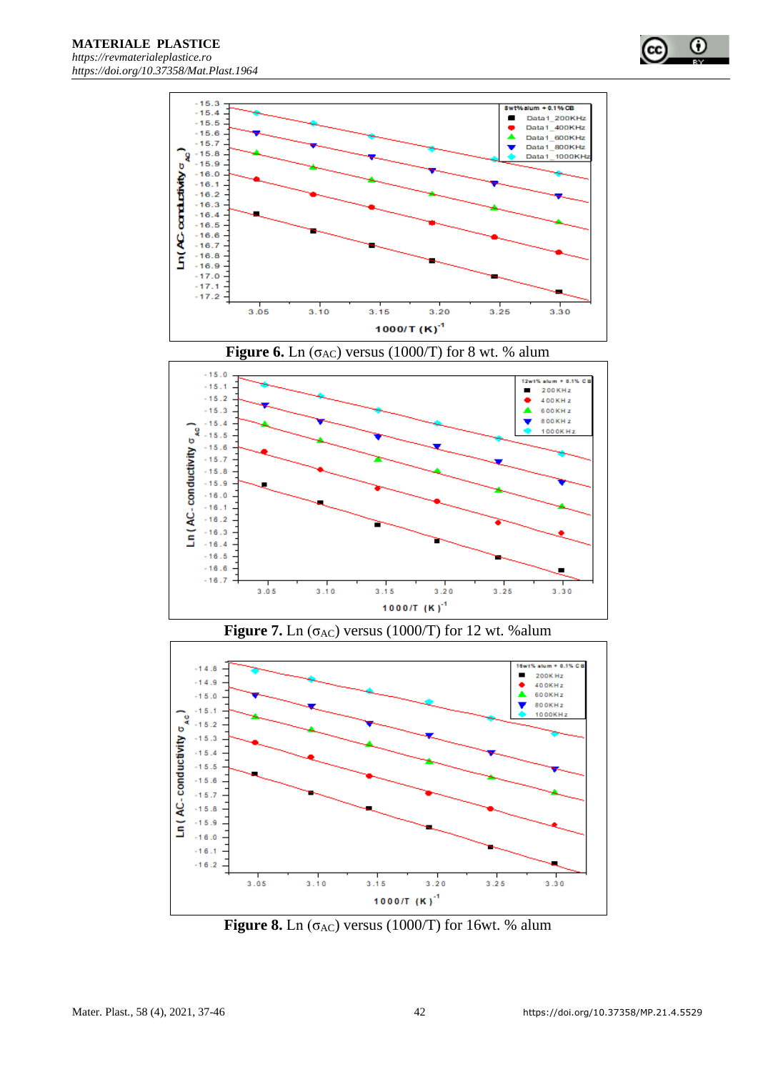**Figure 6.** Ln ($\sigma_{AC}$) versus (1000/T) for 8 wt. % alum

**Figure 7.** Ln ($\sigma_{AC}$) versus (1000/T) for 12 wt. %alum

**Figure 8.** Ln ($\sigma_{AC}$) versus (1000/T) for 16wt. % alum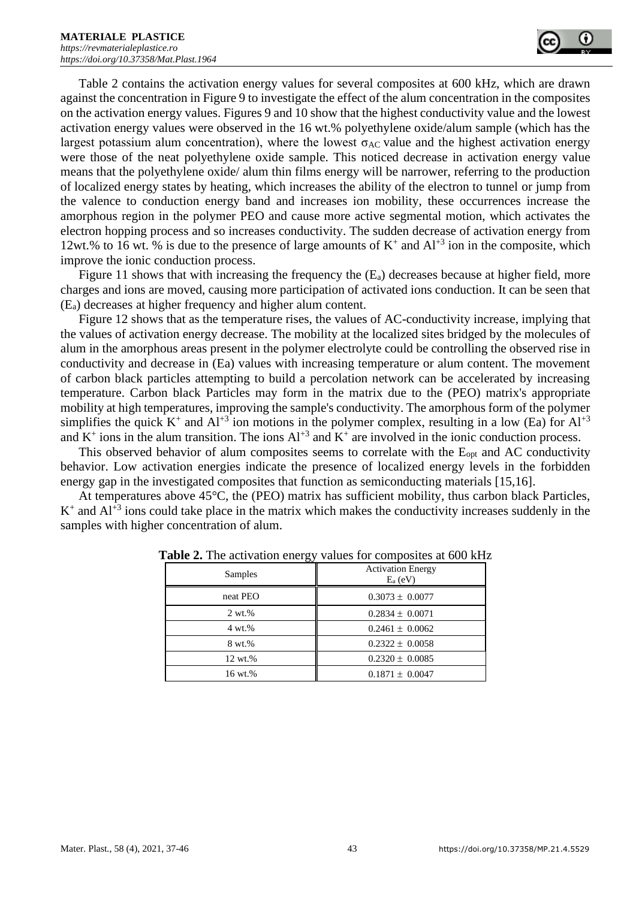Table 2 contains the activation energy values for several composites at 600 kHz, which are drawn against the concentration in Figure 9 to investigate the effect of the alum concentration in the composites on the activation energy values. Figures 9 and 10 show that the highest conductivity value and the lowest activation energy values were observed in the 16 wt.% polyethylene oxide/alum sample (which has the largest potassium alum concentration), where the lowest $\sigma_{AC}$ value and the highest activation energy were those of the neat polyethylene oxide sample. This noticed decrease in activation energy value means that the polyethylene oxide/ alum thin films energy will be narrower, referring to the production of localized energy states by heating, which increases the ability of the electron to tunnel or jump from the valence to conduction energy band and increases ion mobility, these occurrences increase the amorphous region in the polymer PEO and cause more active segmental motion, which activates the electron hopping process and so increases conductivity. The sudden decrease of activation energy from 12wt.% to 16 wt. % is due to the presence of large amounts of $K^+$ and $Al^{+3}$ ion in the composite, which improve the ionic conduction process.

Figure 11 shows that with increasing the frequency the ($E_a$) decreases because at higher field, more charges and ions are moved, causing more participation of activated ions conduction. It can be seen that ($E_a$) decreases at higher frequency and higher alum content.

Figure 12 shows that as the temperature rises, the values of AC-conductivity increase, implying that the values of activation energy decrease. The mobility at the localized sites bridged by the molecules of alum in the amorphous areas present in the polymer electrolyte could be controlling the observed rise in conductivity and decrease in (Ea) values with increasing temperature or alum content. The movement of carbon black particles attempting to build a percolation network can be accelerated by increasing temperature. Carbon black Particles may form in the matrix due to the (PEO) matrix's appropriate mobility at high temperatures, improving the sample's conductivity. The amorphous form of the polymer simplifies the quick $K^+$ and $Al^{+3}$ ion motions in the polymer complex, resulting in a low (Ea) for $Al^{+3}$ and $K^+$ ions in the alum transition. The ions $Al^{+3}$ and $K^+$ are involved in the ionic conduction process.

This observed behavior of alum composites seems to correlate with the $E_{opt}$ and AC conductivity behavior. Low activation energies indicate the presence of localized energy levels in the forbidden energy gap in the investigated composites that function as semiconducting materials [15,16].

At temperatures above 45°C, the (PEO) matrix has sufficient mobility, thus carbon black Particles, $K^+$ and $Al^{+3}$ ions could take place in the matrix which makes the conductivity increases suddenly in the samples with higher concentration of alum.

**Table 2.** The activation energy values for composites at 600 kHz

| Samples | Activation Energy $E_a$ (eV) |
|---|---|
| neat PEO | $0.3073 \pm 0.0077$ |
| 2 wt.% | $0.2834 \pm 0.0071$ |
| 4 wt.% | $0.2461 \pm 0.0062$ |
| 8 wt.% | $0.2322 \pm 0.0058$ |
| 12 wt.% | $0.2320 \pm 0.0085$ |
| 16 wt.% | $0.1871 \pm 0.0047$ |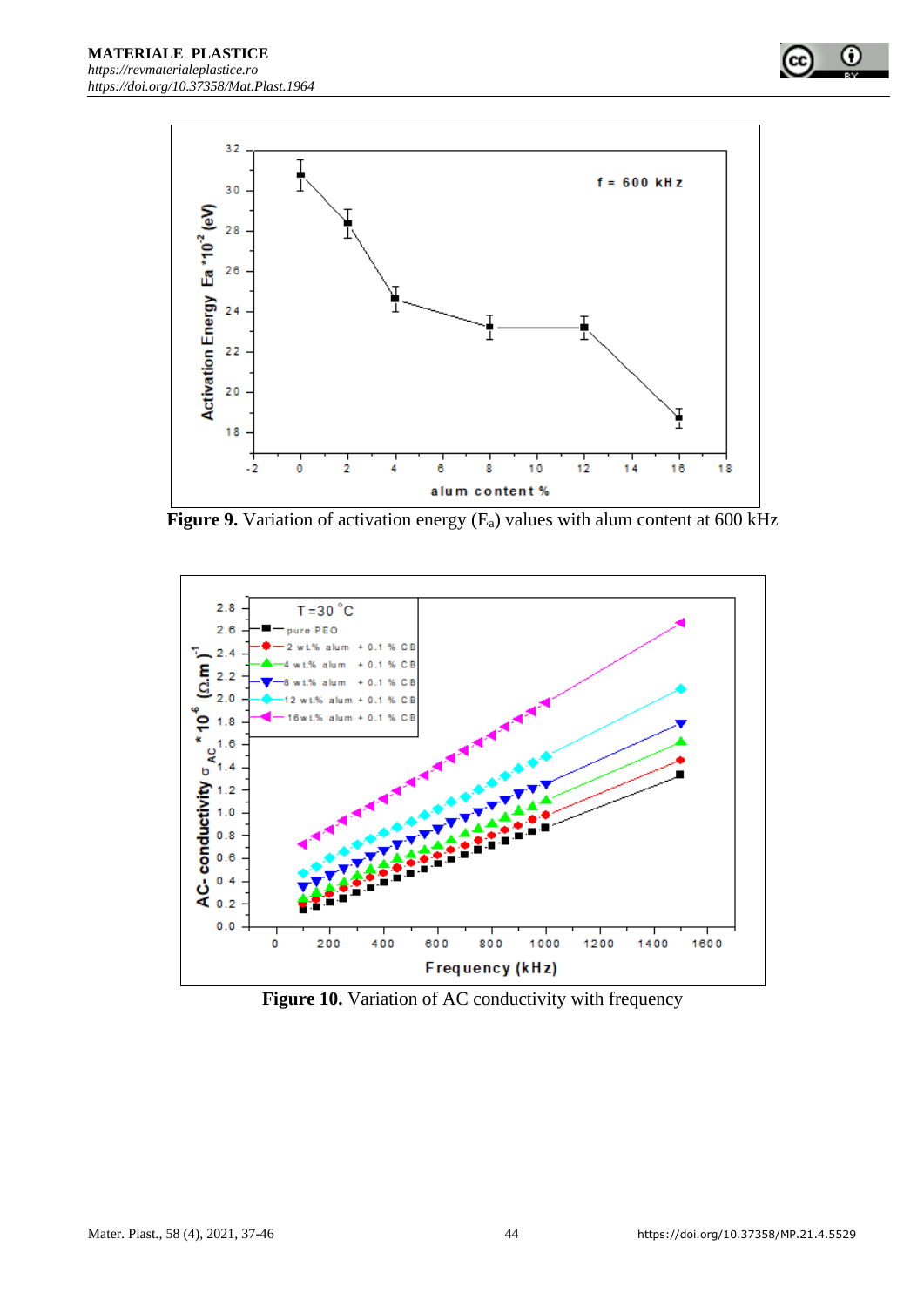**Figure 9.** Variation of activation energy ($E_a$) values with alum content at 600 kHz

**Figure 10.** Variation of AC conductivity with frequency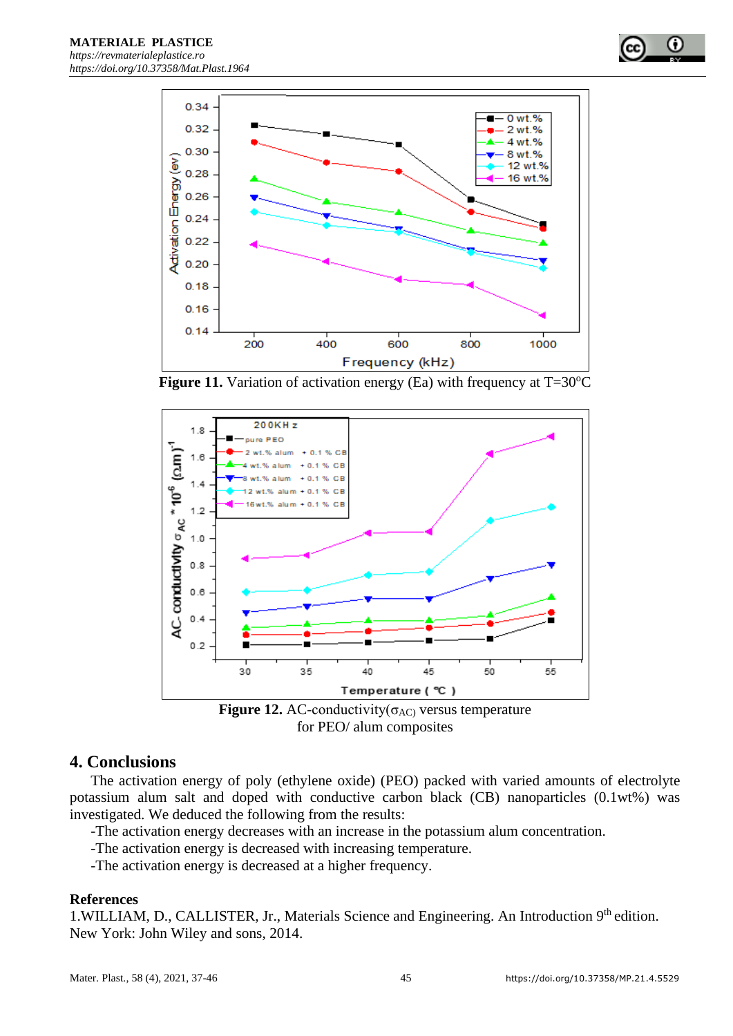Figure 11. Variation of activation energy (Ea) with frequency at T=30°C

Figure 12. AC-conductivity($\sigma_{AC}$) versus temperature for PEO/ alum composites

## 4. Conclusions

The activation energy of poly (ethylene oxide) (PEO) packed with varied amounts of electrolyte potassium alum salt and doped with conductive carbon black (CB) nanoparticles (0.1wt%) was investigated. We deduced the following from the results:

-The activation energy decreases with an increase in the potassium alum concentration.

-The activation energy is decreased with increasing temperature.

-The activation energy is decreased at a higher frequency.

### References

1.WILLIAM, D., CALLISTER, Jr., Materials Science and Engineering. An Introduction 9th edition. New York: John Wiley and sons, 2014.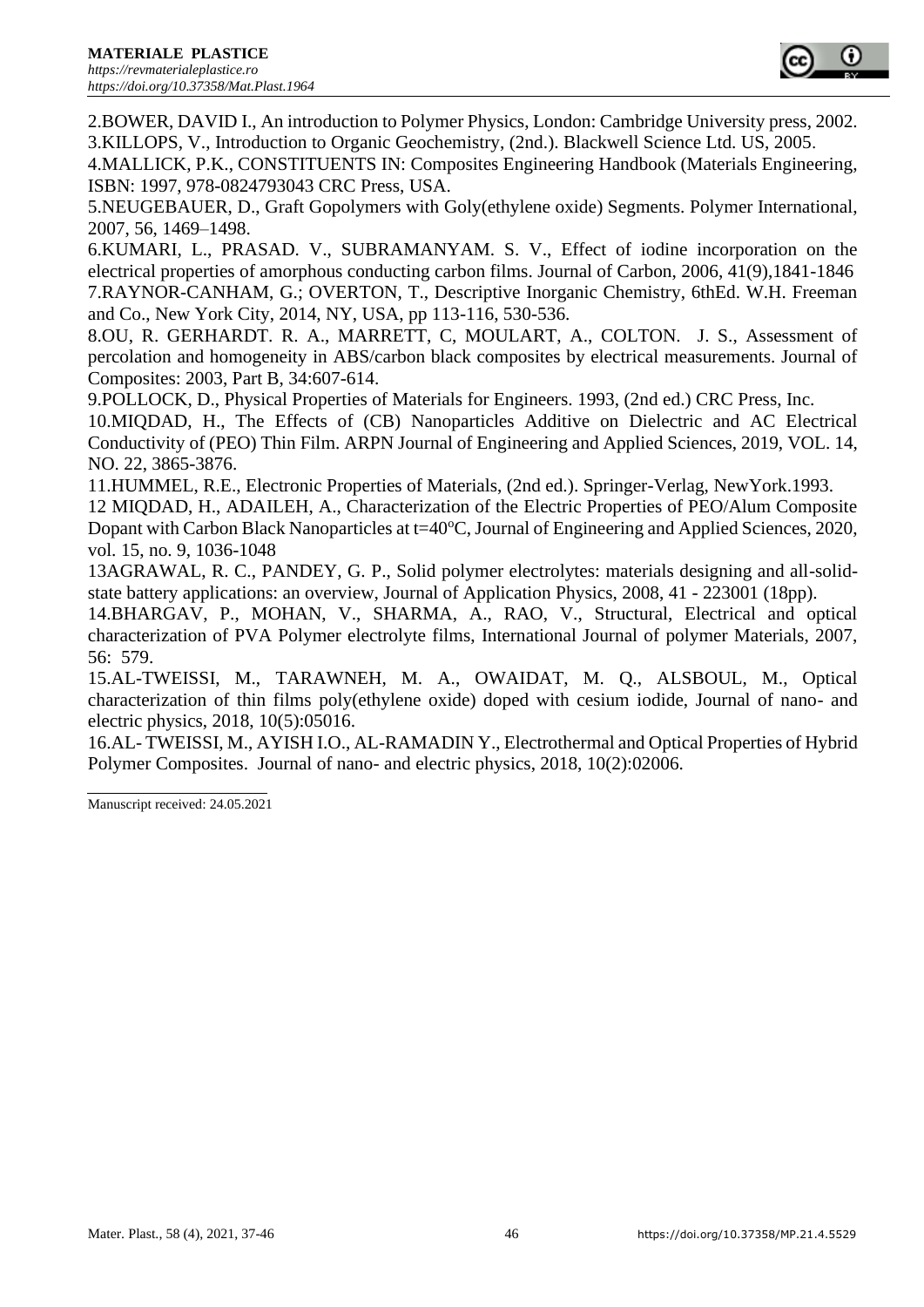2.BOWER, DAVID I., An introduction to Polymer Physics, London: Cambridge University press, 2002.

3.KILLOPS, V., Introduction to Organic Geochemistry, (2nd.). Blackwell Science Ltd. US, 2005.

4.MALLICK, P.K., CONSTITUENTS IN: Composites Engineering Handbook (Materials Engineering, ISBN: 1997, 978-0824793043 CRC Press, USA.

5.NEUGEBAUER, D., Graft Gopolymers with Goly(ethylene oxide) Segments. Polymer International, 2007, 56, 1469–1498.

6.KUMARI, L., PRASAD. V., SUBRAMANYAM. S. V., Effect of iodine incorporation on the electrical properties of amorphous conducting carbon films. Journal of Carbon, 2006, 41(9),1841-1846

7.RAYNOR-CANHAM, G.; OVERTON, T., Descriptive Inorganic Chemistry, 6thEd. W.H. Freeman and Co., New York City, 2014, NY, USA, pp 113-116, 530-536.

8.OU, R. GERHARDT. R. A., MARRETT, C, MOULART, A., COLTON. J. S., Assessment of percolation and homogeneity in ABS/carbon black composites by electrical measurements. Journal of Composites: 2003, Part B, 34:607-614.

9.POLLOCK, D., Physical Properties of Materials for Engineers. 1993, (2nd ed.) CRC Press, Inc.

10.MIQDAD, H., The Effects of (CB) Nanoparticles Additive on Dielectric and AC Electrical Conductivity of (PEO) Thin Film. ARPN Journal of Engineering and Applied Sciences, 2019, VOL. 14, NO. 22, 3865-3876.

11.HUMMEL, R.E., Electronic Properties of Materials, (2nd ed.). Springer-Verlag, NewYork.1993.

12 MIQDAD, H., ADAILEH, A., Characterization of the Electric Properties of PEO/Alum Composite Dopant with Carbon Black Nanoparticles at t=40$^{o}$C, Journal of Engineering and Applied Sciences, 2020, vol. 15, no. 9, 1036-1048

13AGRAWAL, R. C., PANDEY, G. P., Solid polymer electrolytes: materials designing and all-solid-state battery applications: an overview, Journal of Application Physics, 2008, 41 - 223001 (18pp).

14.BHARGAV, P., MOHAN, V., SHARMA, A., RAO, V., Structural, Electrical and optical characterization of PVA Polymer electrolyte films, International Journal of polymer Materials, 2007, 56: 579.

15.AL-TWEISSI, M., TARAWNEH, M. A., OWAIDAT, M. Q., ALSBOUL, M., Optical characterization of thin films poly(ethylene oxide) doped with cesium iodide, Journal of nano- and electric physics, 2018, 10(5):05016.

16.AL- TWEISSI, M., AYISH I.O., AL-RAMADIN Y., Electrothermal and Optical Properties of Hybrid Polymer Composites. Journal of nano- and electric physics, 2018, 10(2):02006.

Manuscript received: 24.05.2021